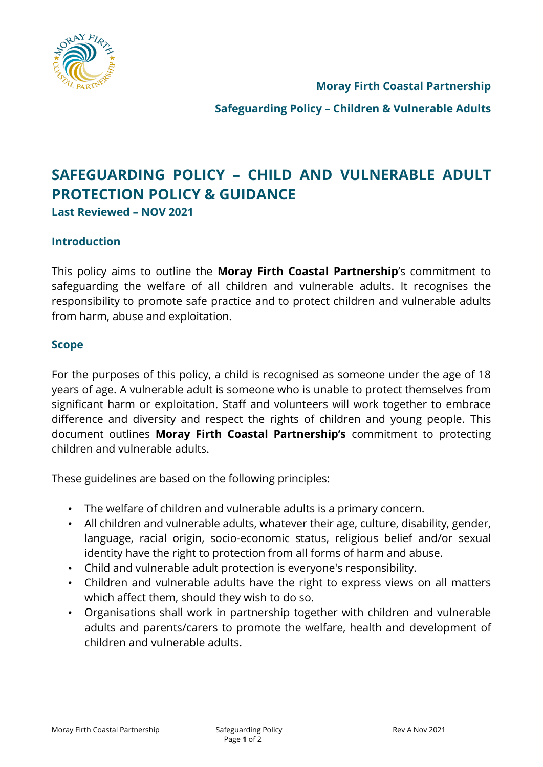# SAFEGUARDING POLICY – CHILD AND VULNERABLE ADULT PROTECTION POLICY & GUIDANCE

**Last Reviewed – NOV 2021**

## Introduction

This policy aims to outline the **Moray Firth Coastal Partnership**'s commitment to safeguarding the welfare of all children and vulnerable adults. It recognises the responsibility to promote safe practice and to protect children and vulnerable adults from harm, abuse and exploitation.

## Scope

For the purposes of this policy, a child is recognised as someone under the age of 18 years of age. A vulnerable adult is someone who is unable to protect themselves from significant harm or exploitation. Staff and volunteers will work together to embrace difference and diversity and respect the rights of children and young people. This document outlines **Moray Firth Coastal Partnership's** commitment to protecting children and vulnerable adults.

These guidelines are based on the following principles:

- The welfare of children and vulnerable adults is a primary concern.
- All children and vulnerable adults, whatever their age, culture, disability, gender, language, racial origin, socio-economic status, religious belief and/or sexual identity have the right to protection from all forms of harm and abuse.
- Child and vulnerable adult protection is everyone's responsibility.
- Children and vulnerable adults have the right to express views on all matters which affect them, should they wish to do so.
- Organisations shall work in partnership together with children and vulnerable adults and parents/carers to promote the welfare, health and development of children and vulnerable adults.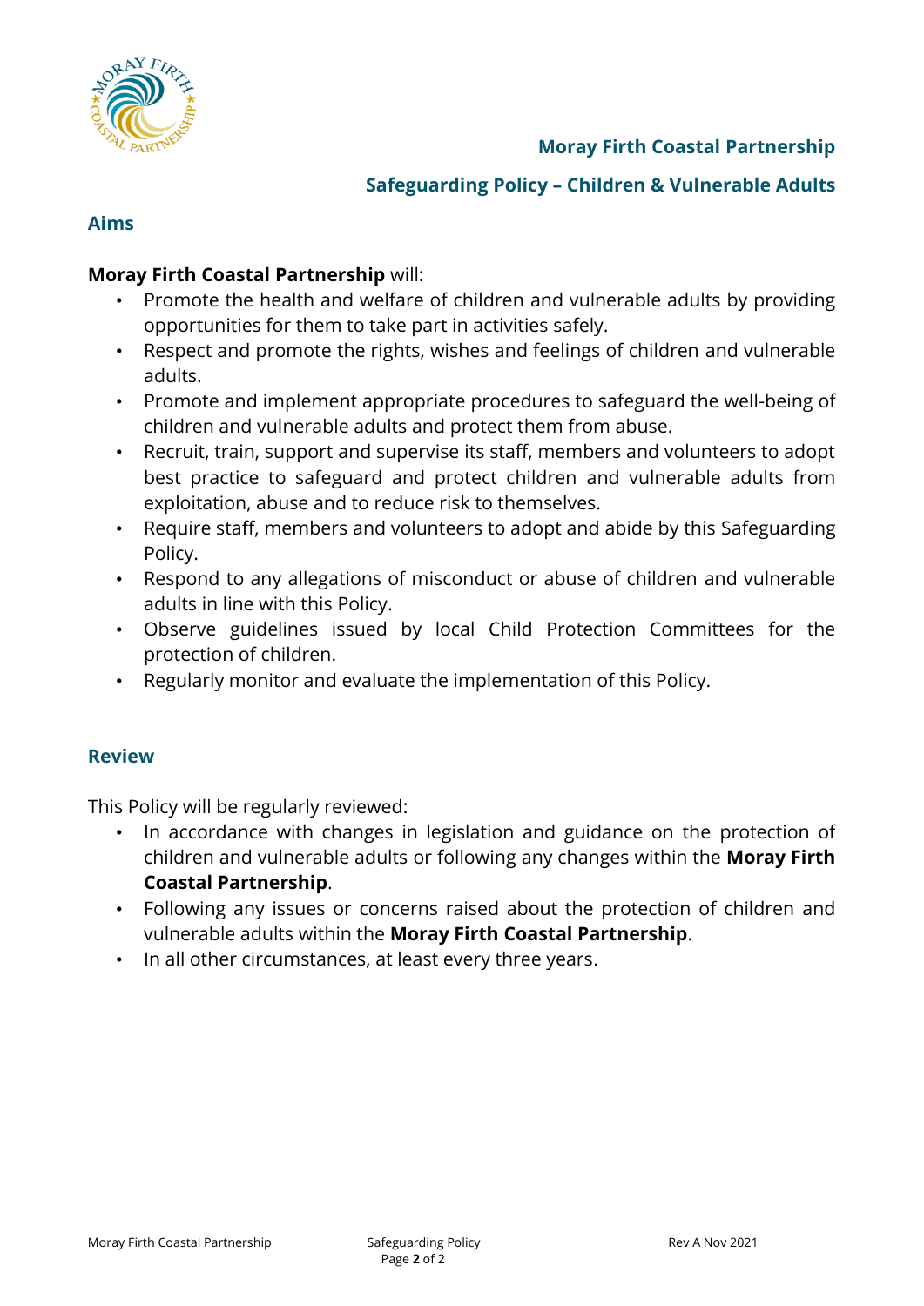## Moray Firth Coastal Partnership

## Safeguarding Policy – Children & Vulnerable Adults

### Aims

**Moray Firth Coastal Partnership** will:

- Promote the health and welfare of children and vulnerable adults by providing opportunities for them to take part in activities safely.
- Respect and promote the rights, wishes and feelings of children and vulnerable adults.
- Promote and implement appropriate procedures to safeguard the well-being of children and vulnerable adults and protect them from abuse.
- Recruit, train, support and supervise its staff, members and volunteers to adopt best practice to safeguard and protect children and vulnerable adults from exploitation, abuse and to reduce risk to themselves.
- Require staff, members and volunteers to adopt and abide by this Safeguarding Policy.
- Respond to any allegations of misconduct or abuse of children and vulnerable adults in line with this Policy.
- Observe guidelines issued by local Child Protection Committees for the protection of children.
- Regularly monitor and evaluate the implementation of this Policy.

### Review

This Policy will be regularly reviewed:

- In accordance with changes in legislation and guidance on the protection of children and vulnerable adults or following any changes within the **Moray Firth Coastal Partnership**.
- Following any issues or concerns raised about the protection of children and vulnerable adults within the **Moray Firth Coastal Partnership**.
- In all other circumstances, at least every three years.